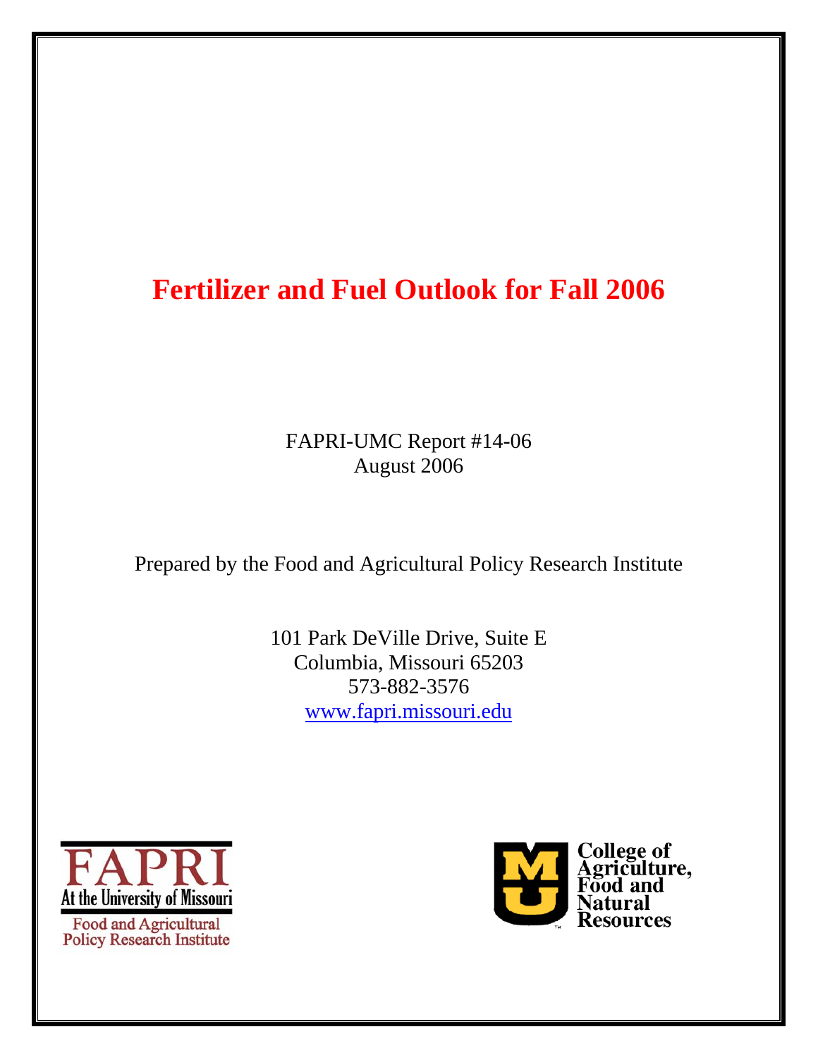# Fertilizer and Fuel Outlook for Fall 2006

FAPRI-UMC Report #14-06
August 2006

Prepared by the Food and Agricultural Policy Research Institute

101 Park DeVille Drive, Suite E
Columbia, Missouri 65203
573-882-3576
www.fapri.missouri.edu

FAPRI
At the University of Missouri
Food and Agricultural Policy Research Institute

College of Agriculture, Food and Natural Resources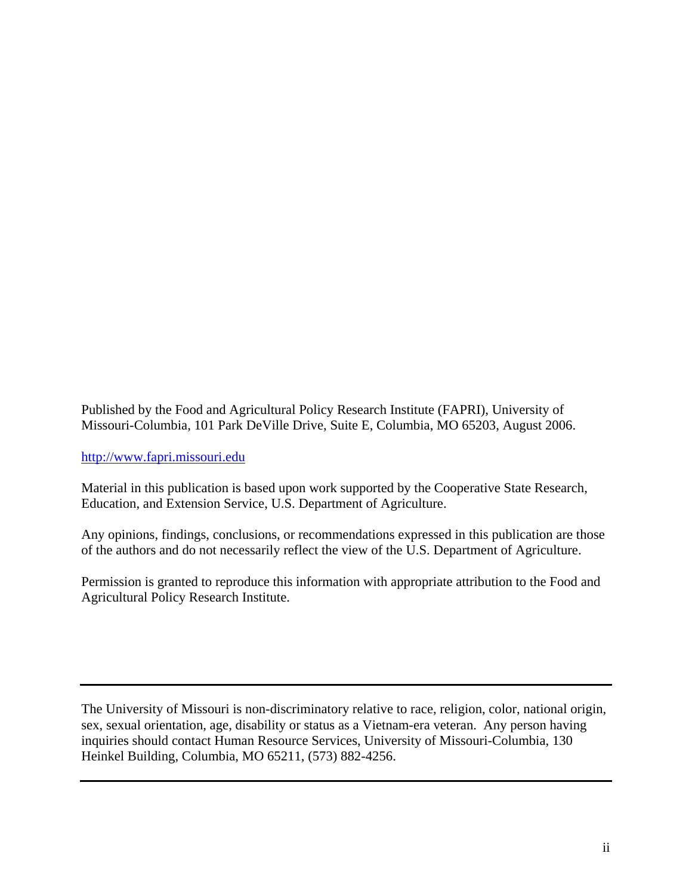Published by the Food and Agricultural Policy Research Institute (FAPRI), University of Missouri-Columbia, 101 Park DeVille Drive, Suite E, Columbia, MO 65203, August 2006.

http://www.fapri.missouri.edu

Material in this publication is based upon work supported by the Cooperative State Research, Education, and Extension Service, U.S. Department of Agriculture.

Any opinions, findings, conclusions, or recommendations expressed in this publication are those of the authors and do not necessarily reflect the view of the U.S. Department of Agriculture.

Permission is granted to reproduce this information with appropriate attribution to the Food and Agricultural Policy Research Institute.

---

The University of Missouri is non-discriminatory relative to race, religion, color, national origin, sex, sexual orientation, age, disability or status as a Vietnam-era veteran. Any person having inquiries should contact Human Resource Services, University of Missouri-Columbia, 130 Heinkel Building, Columbia, MO 65211, (573) 882-4256.

---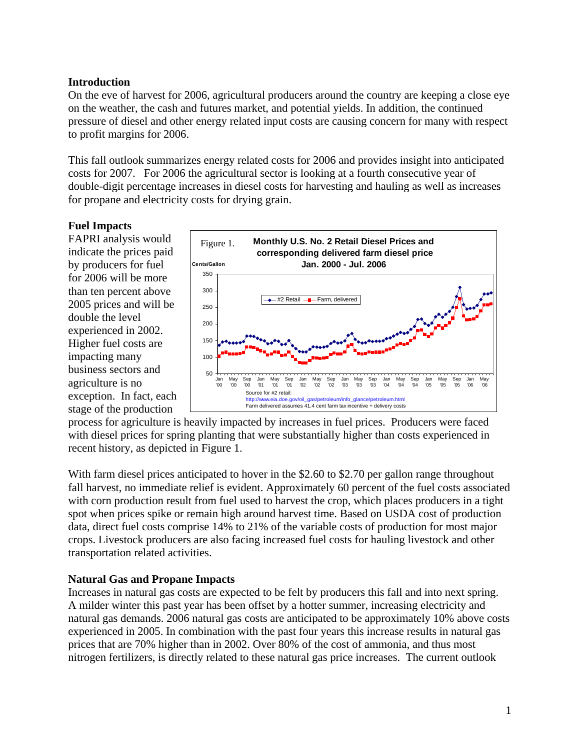### Introduction

On the eve of harvest for 2006, agricultural producers around the country are keeping a close eye on the weather, the cash and futures market, and potential yields. In addition, the continued pressure of diesel and other energy related input costs are causing concern for many with respect to profit margins for 2006.

This fall outlook summarizes energy related costs for 2006 and provides insight into anticipated costs for 2007. For 2006 the agricultural sector is looking at a fourth consecutive year of double-digit percentage increases in diesel costs for harvesting and hauling as well as increases for propane and electricity costs for drying grain.

### Fuel Impacts

FAPRI analysis would indicate the prices paid by producers for fuel for 2006 will be more than ten percent above 2005 prices and will be double the level experienced in 2002. Higher fuel costs are impacting many business sectors and agriculture is no exception. In fact, each stage of the production process for agriculture is heavily impacted by increases in fuel prices. Producers were faced with diesel prices for spring planting that were substantially higher than costs experienced in recent history, as depicted in Figure 1.

Figure 1. **Monthly U.S. No. 2 Retail Diesel Prices and corresponding delivered farm diesel price Jan. 2000 - Jul. 2006**

Source for #2 retail: http://www.eia.doe.gov/oil_gas/petroleum/info_glance/petroleum.html
Farm delivered assumes 41.4 cent farm tax incentive + delivery costs

With farm diesel prices anticipated to hover in the $2.60 to $2.70 per gallon range throughout fall harvest, no immediate relief is evident. Approximately 60 percent of the fuel costs associated with corn production result from fuel used to harvest the crop, which places producers in a tight spot when prices spike or remain high around harvest time. Based on USDA cost of production data, direct fuel costs comprise 14% to 21% of the variable costs of production for most major crops. Livestock producers are also facing increased fuel costs for hauling livestock and other transportation related activities.

### Natural Gas and Propane Impacts

Increases in natural gas costs are expected to be felt by producers this fall and into next spring. A milder winter this past year has been offset by a hotter summer, increasing electricity and natural gas demands. 2006 natural gas costs are anticipated to be approximately 10% above costs experienced in 2005. In combination with the past four years this increase results in natural gas prices that are 70% higher than in 2002. Over 80% of the cost of ammonia, and thus most nitrogen fertilizers, is directly related to these natural gas price increases. The current outlook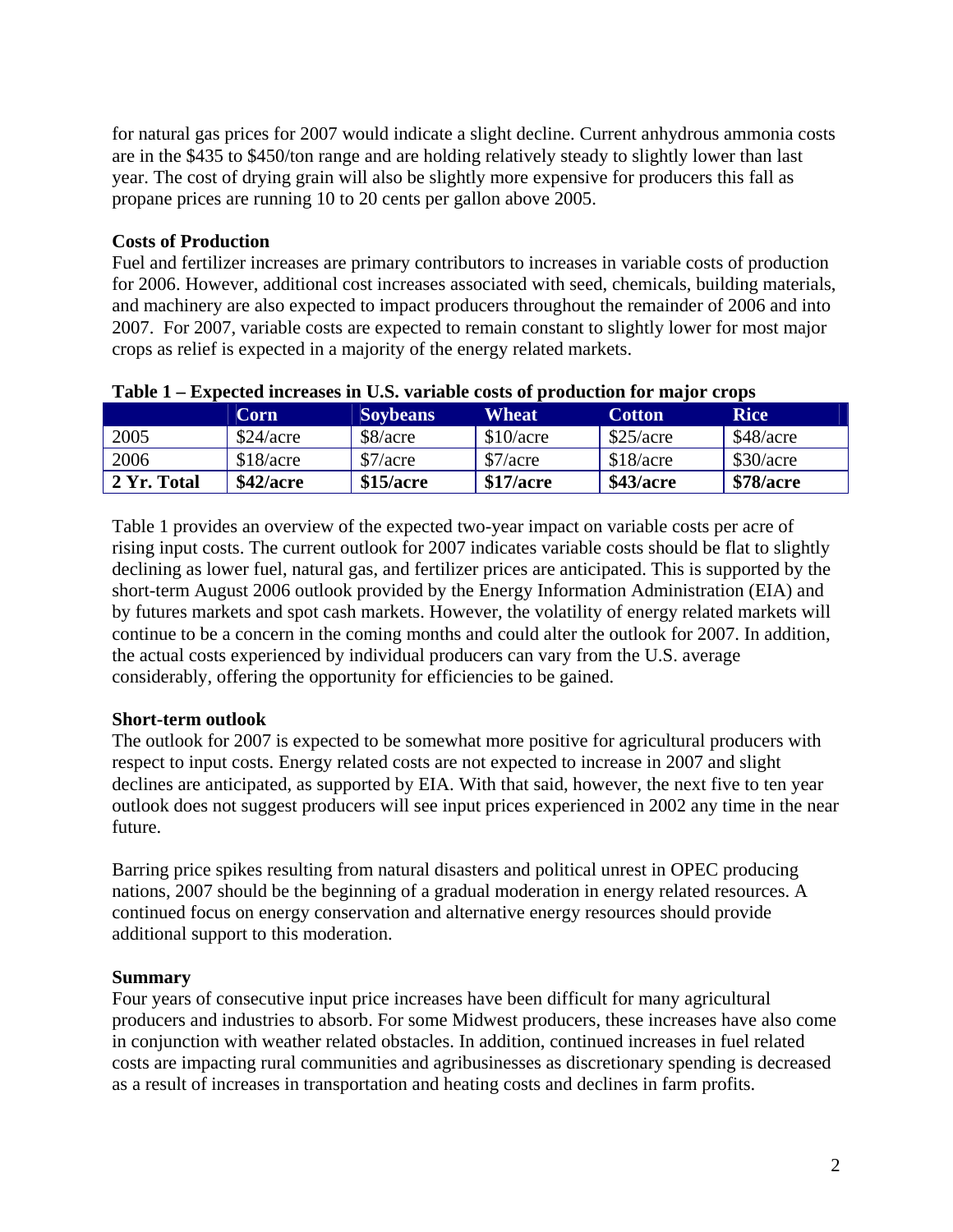for natural gas prices for 2007 would indicate a slight decline. Current anhydrous ammonia costs are in the $435 to $450/ton range and are holding relatively steady to slightly lower than last year. The cost of drying grain will also be slightly more expensive for producers this fall as propane prices are running 10 to 20 cents per gallon above 2005.

**Costs of Production**

Fuel and fertilizer increases are primary contributors to increases in variable costs of production for 2006. However, additional cost increases associated with seed, chemicals, building materials, and machinery are also expected to impact producers throughout the remainder of 2006 and into 2007. For 2007, variable costs are expected to remain constant to slightly lower for most major crops as relief is expected in a majority of the energy related markets.

**Table 1 – Expected increases in U.S. variable costs of production for major crops**

| | Corn | Soybeans | Wheat | Cotton | Rice |
|---|---|---|---|---|---|
| 2005 | $24/acre | $8/acre | $10/acre | $25/acre | $48/acre |
| 2006 | $18/acre | $7/acre | $7/acre | $18/acre | $30/acre |
| **2 Yr. Total** | **$42/acre** | **$15/acre** | **$17/acre** | **$43/acre** | **$78/acre** |

Table 1 provides an overview of the expected two-year impact on variable costs per acre of rising input costs. The current outlook for 2007 indicates variable costs should be flat to slightly declining as lower fuel, natural gas, and fertilizer prices are anticipated. This is supported by the short-term August 2006 outlook provided by the Energy Information Administration (EIA) and by futures markets and spot cash markets. However, the volatility of energy related markets will continue to be a concern in the coming months and could alter the outlook for 2007. In addition, the actual costs experienced by individual producers can vary from the U.S. average considerably, offering the opportunity for efficiencies to be gained.

**Short-term outlook**

The outlook for 2007 is expected to be somewhat more positive for agricultural producers with respect to input costs. Energy related costs are not expected to increase in 2007 and slight declines are anticipated, as supported by EIA. With that said, however, the next five to ten year outlook does not suggest producers will see input prices experienced in 2002 any time in the near future.

Barring price spikes resulting from natural disasters and political unrest in OPEC producing nations, 2007 should be the beginning of a gradual moderation in energy related resources. A continued focus on energy conservation and alternative energy resources should provide additional support to this moderation.

**Summary**

Four years of consecutive input price increases have been difficult for many agricultural producers and industries to absorb. For some Midwest producers, these increases have also come in conjunction with weather related obstacles. In addition, continued increases in fuel related costs are impacting rural communities and agribusinesses as discretionary spending is decreased as a result of increases in transportation and heating costs and declines in farm profits.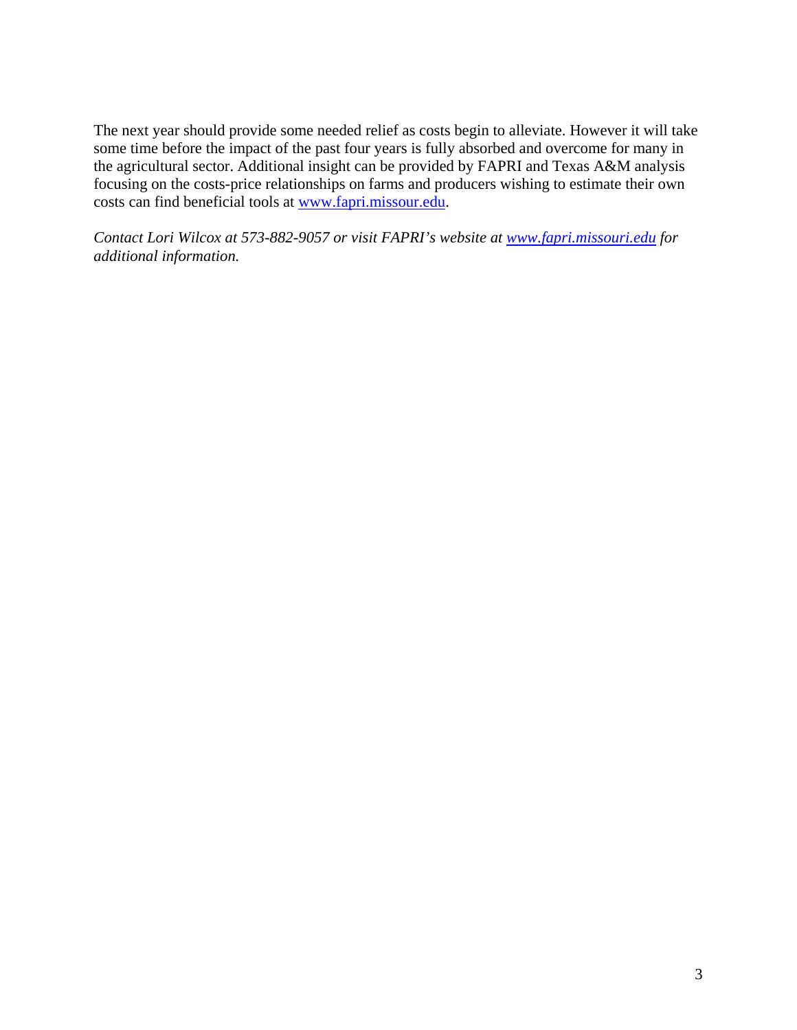The next year should provide some needed relief as costs begin to alleviate. However it will take some time before the impact of the past four years is fully absorbed and overcome for many in the agricultural sector. Additional insight can be provided by FAPRI and Texas A&M analysis focusing on the costs-price relationships on farms and producers wishing to estimate their own costs can find beneficial tools at [www.fapri.missour.edu](www.fapri.missour.edu).

*Contact Lori Wilcox at 573-882-9057 or visit FAPRI's website at [www.fapri.missouri.edu](www.fapri.missouri.edu) for additional information.*